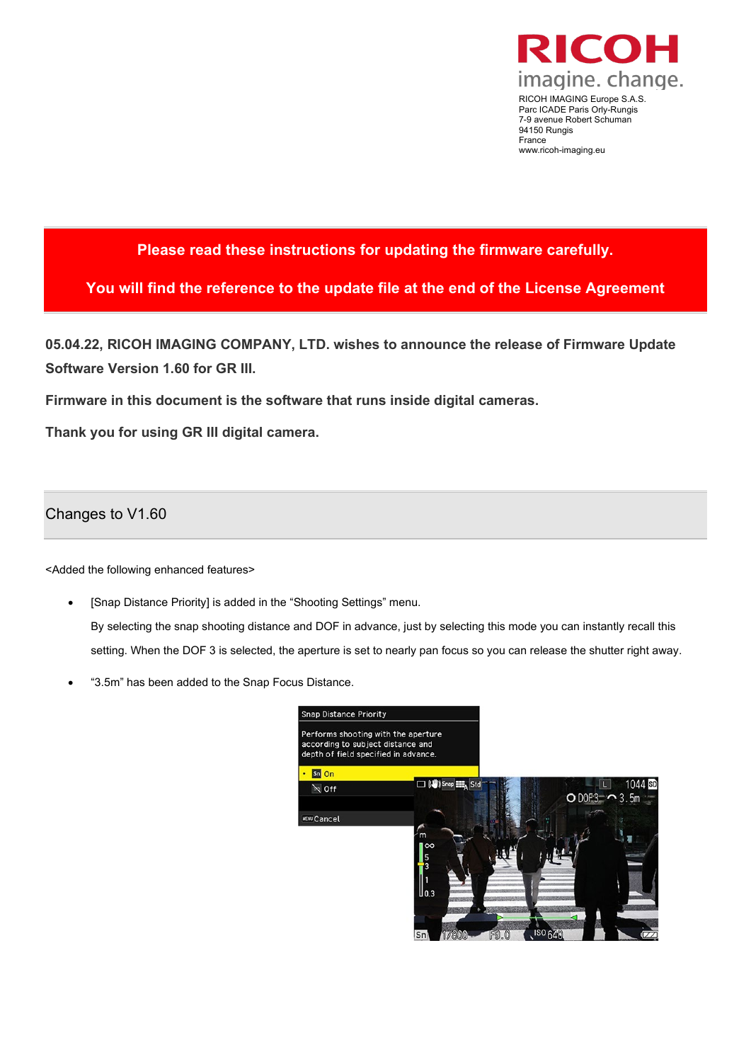RICOH
imagine. change.

RICOH IMAGING Europe S.A.S.
Parc ICADE Paris Orly-Rungis
7-9 avenue Robert Schuman
94150 Rungis
France
www.ricoh-imaging.eu

**Please read these instructions for updating the firmware carefully.**

**You will find the reference to the update file at the end of the License Agreement**

**05.04.22, RICOH IMAGING COMPANY, LTD. wishes to announce the release of Firmware Update Software Version 1.60 for GR III.**

**Firmware in this document is the software that runs inside digital cameras.**

**Thank you for using GR III digital camera.**

## Changes to V1.60

<Added the following enhanced features>

- [Snap Distance Priority] is added in the "Shooting Settings" menu.
  By selecting the snap shooting distance and DOF in advance, just by selecting this mode you can instantly recall this setting. When the DOF 3 is selected, the aperture is set to nearly pan focus so you can release the shutter right away.
- "3.5m" has been added to the Snap Focus Distance.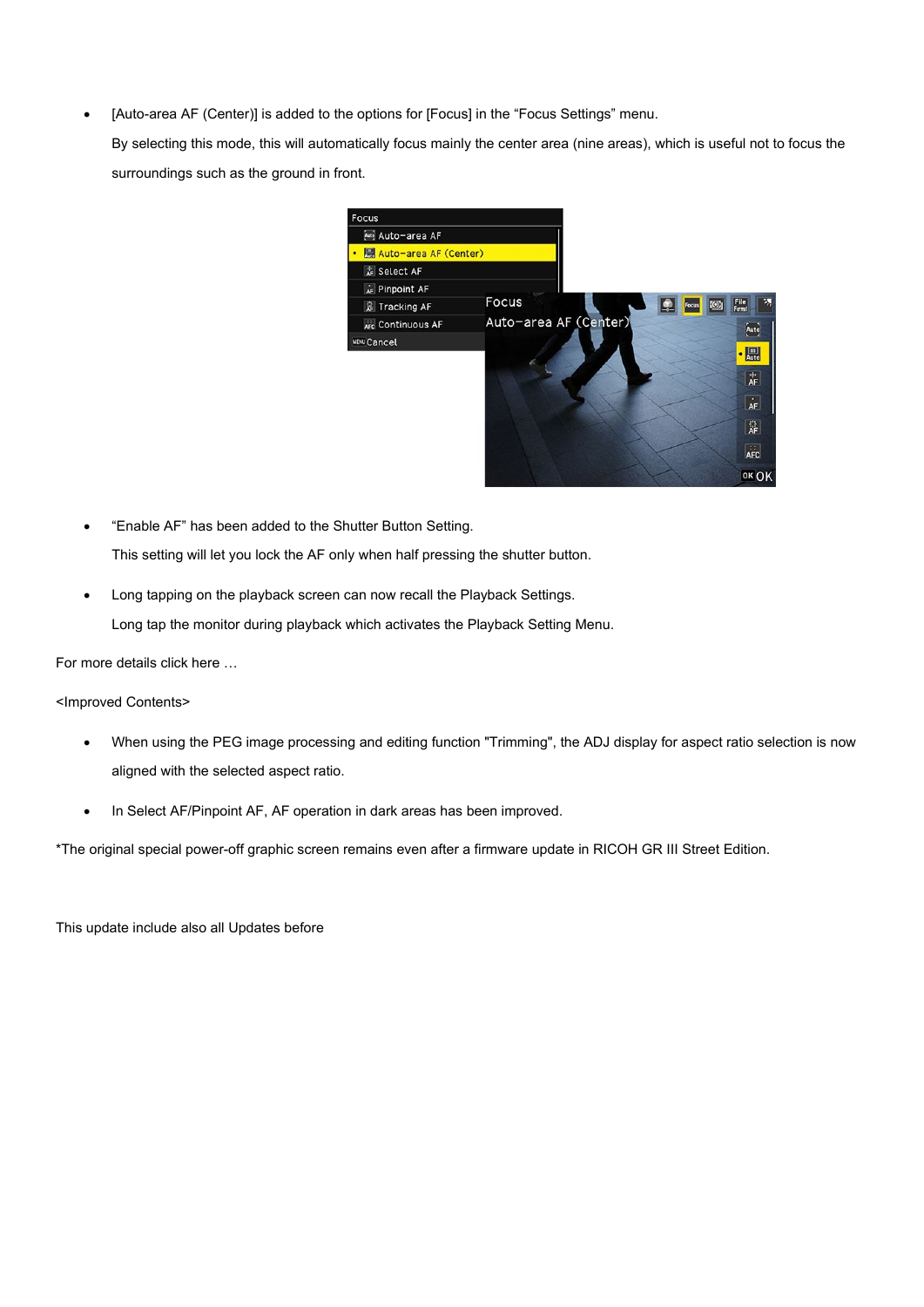- [Auto-area AF (Center)] is added to the options for [Focus] in the "Focus Settings" menu.

  By selecting this mode, this will automatically focus mainly the center area (nine areas), which is useful not to focus the surroundings such as the ground in front.

- "Enable AF" has been added to the Shutter Button Setting.

  This setting will let you lock the AF only when half pressing the shutter button.

- Long tapping on the playback screen can now recall the Playback Settings.

  Long tap the monitor during playback which activates the Playback Setting Menu.

For more details click here …

<Improved Contents>

- When using the PEG image processing and editing function "Trimming", the ADJ display for aspect ratio selection is now aligned with the selected aspect ratio.

- In Select AF/Pinpoint AF, AF operation in dark areas has been improved.

*The original special power-off graphic screen remains even after a firmware update in RICOH GR III Street Edition.

This update include also all Updates before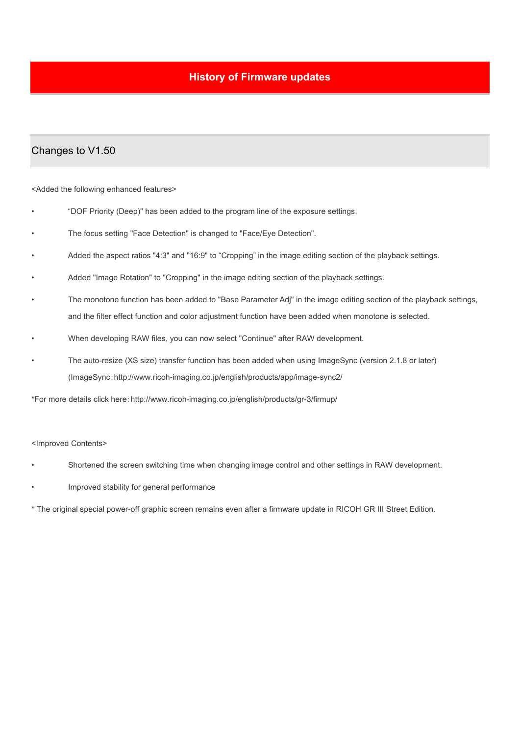# History of Firmware updates

## Changes to V1.50

<Added the following enhanced features>

- "DOF Priority (Deep)" has been added to the program line of the exposure settings.
- The focus setting "Face Detection" is changed to "Face/Eye Detection".
- Added the aspect ratios "4:3" and "16:9" to "Cropping" in the image editing section of the playback settings.
- Added "Image Rotation" to "Cropping" in the image editing section of the playback settings.
- The monotone function has been added to "Base Parameter Adj" in the image editing section of the playback settings, and the filter effect function and color adjustment function have been added when monotone is selected.
- When developing RAW files, you can now select "Continue" after RAW development.
- The auto-resize (XS size) transfer function has been added when using ImageSync (version 2.1.8 or later) (ImageSync：http://www.ricoh-imaging.co.jp/english/products/app/image-sync2/

*For more details click here：http://www.ricoh-imaging.co.jp/english/products/gr-3/firmup/

<Improved Contents>

- Shortened the screen switching time when changing image control and other settings in RAW development.
- Improved stability for general performance

* The original special power-off graphic screen remains even after a firmware update in RICOH GR III Street Edition.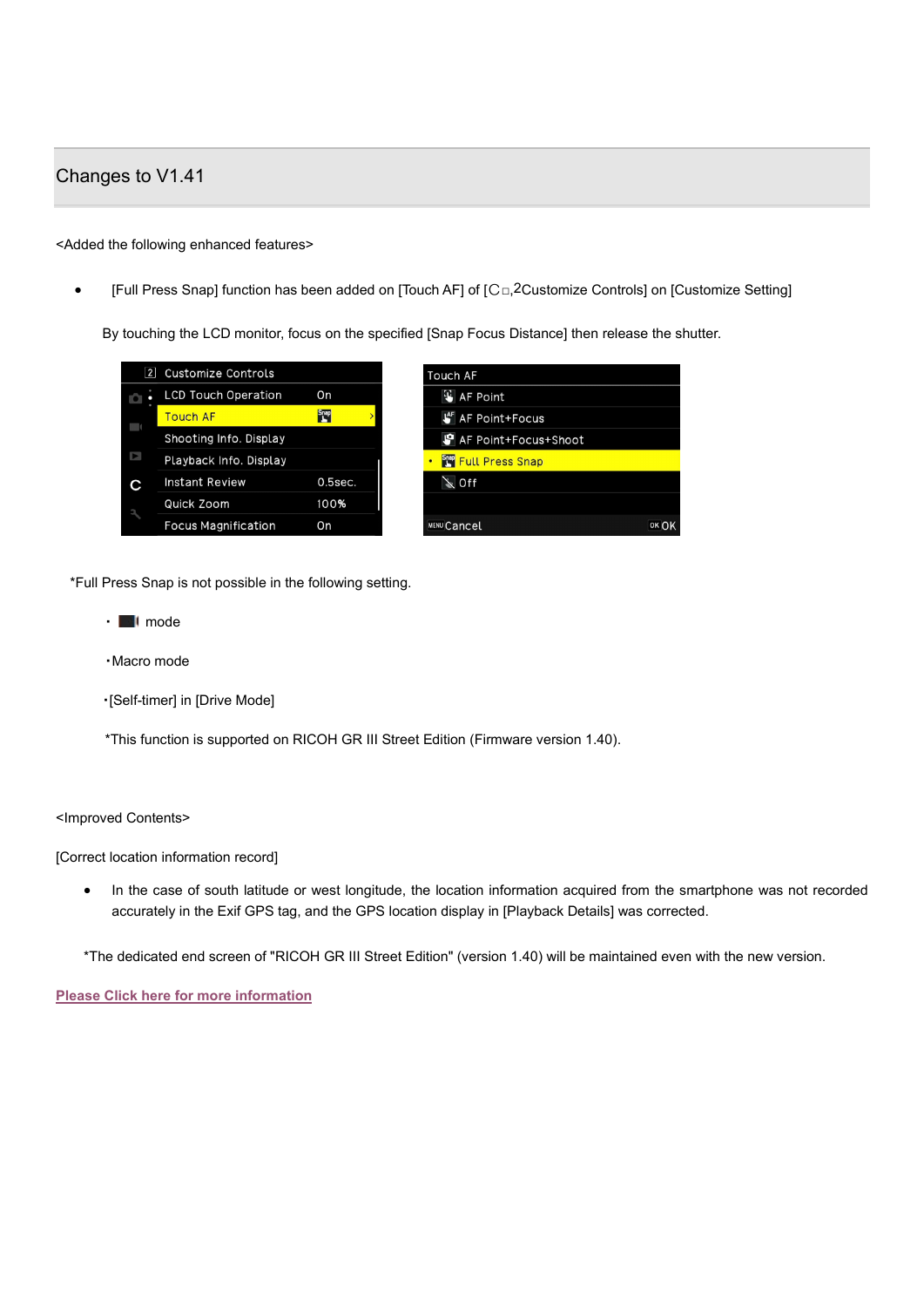# Changes to V1.41

<Added the following enhanced features>

- [Full Press Snap] function has been added on [Touch AF] of [C□,2Customize Controls] on [Customize Setting]

  By touching the LCD monitor, focus on the specified [Snap Focus Distance] then release the shutter.

| 2 Customize Controls | |
|---|---|
| LCD Touch Operation | On |
| Touch AF | Snap |
| Shooting Info. Display | |
| Playback Info. Display | |
| Instant Review | 0.5sec. |
| Quick Zoom | 100% |
| Focus Magnification | On |

| Touch AF |
|---|
| AF Point |
| AF Point+Focus |
| AF Point+Focus+Shoot |
| Full Press Snap |
| Off |
| MENU Cancel OK OK |

*Full Press Snap is not possible in the following setting.

- mode
- Macro mode
- [Self-timer] in [Drive Mode]

*This function is supported on RICOH GR III Street Edition (Firmware version 1.40).

<Improved Contents>

[Correct location information record]

- In the case of south latitude or west longitude, the location information acquired from the smartphone was not recorded accurately in the Exif GPS tag, and the GPS location display in [Playback Details] was corrected.

*The dedicated end screen of "RICOH GR III Street Edition" (version 1.40) will be maintained even with the new version.

Please Click here for more information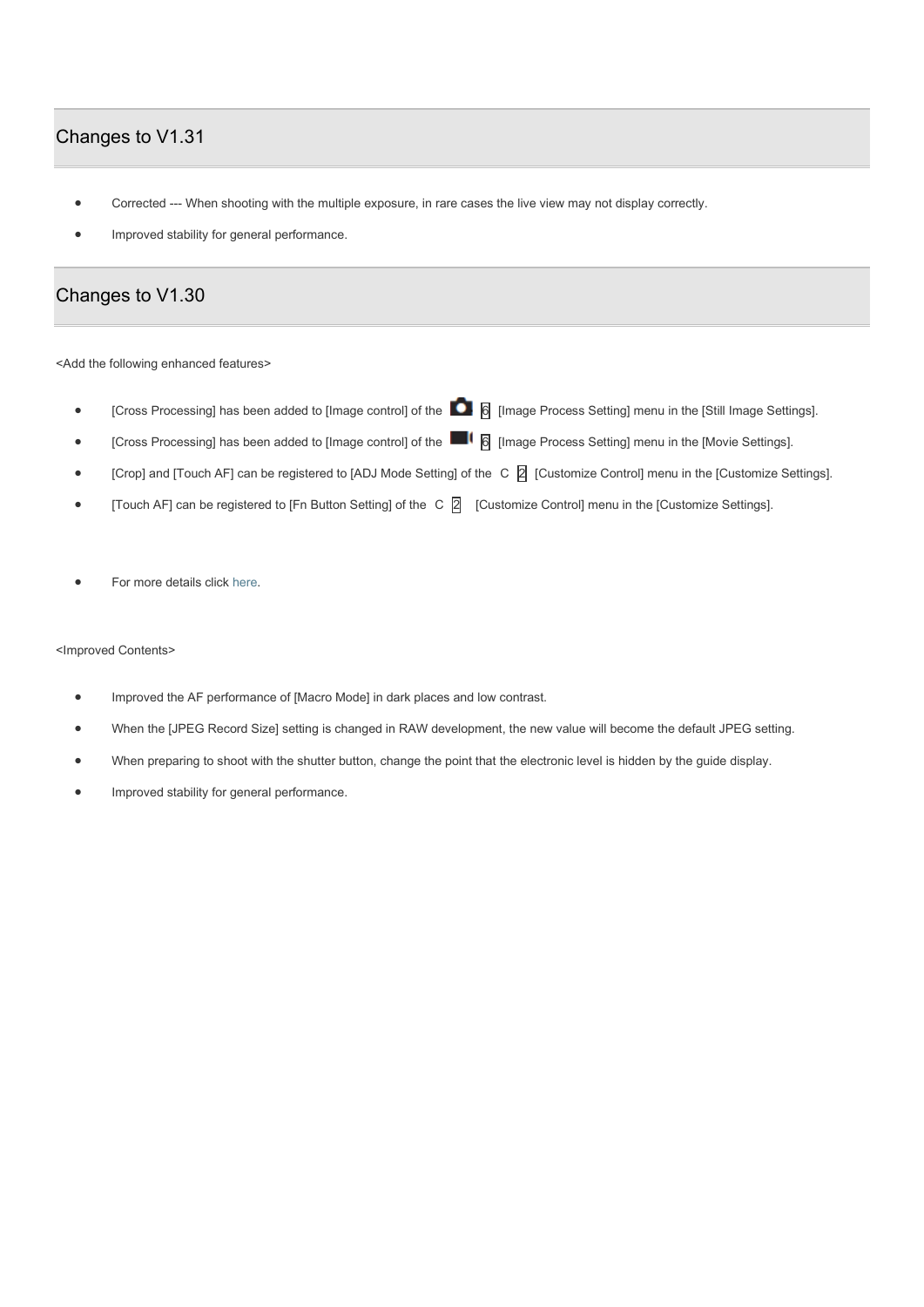## Changes to V1.31

- Corrected --- When shooting with the multiple exposure, in rare cases the live view may not display correctly.
- Improved stability for general performance.

## Changes to V1.30

<Add the following enhanced features>

- [Cross Processing] has been added to [Image control] of the 6 [Image Process Setting] menu in the [Still Image Settings].
- [Cross Processing] has been added to [Image control] of the 6 [Image Process Setting] menu in the [Movie Settings].
- [Crop] and [Touch AF] can be registered to [ADJ Mode Setting] of the C 2 [Customize Control] menu in the [Customize Settings].
- [Touch AF] can be registered to [Fn Button Setting] of the C 2 [Customize Control] menu in the [Customize Settings].

- For more details click here.

<Improved Contents>

- Improved the AF performance of [Macro Mode] in dark places and low contrast.
- When the [JPEG Record Size] setting is changed in RAW development, the new value will become the default JPEG setting.
- When preparing to shoot with the shutter button, change the point that the electronic level is hidden by the guide display.
- Improved stability for general performance.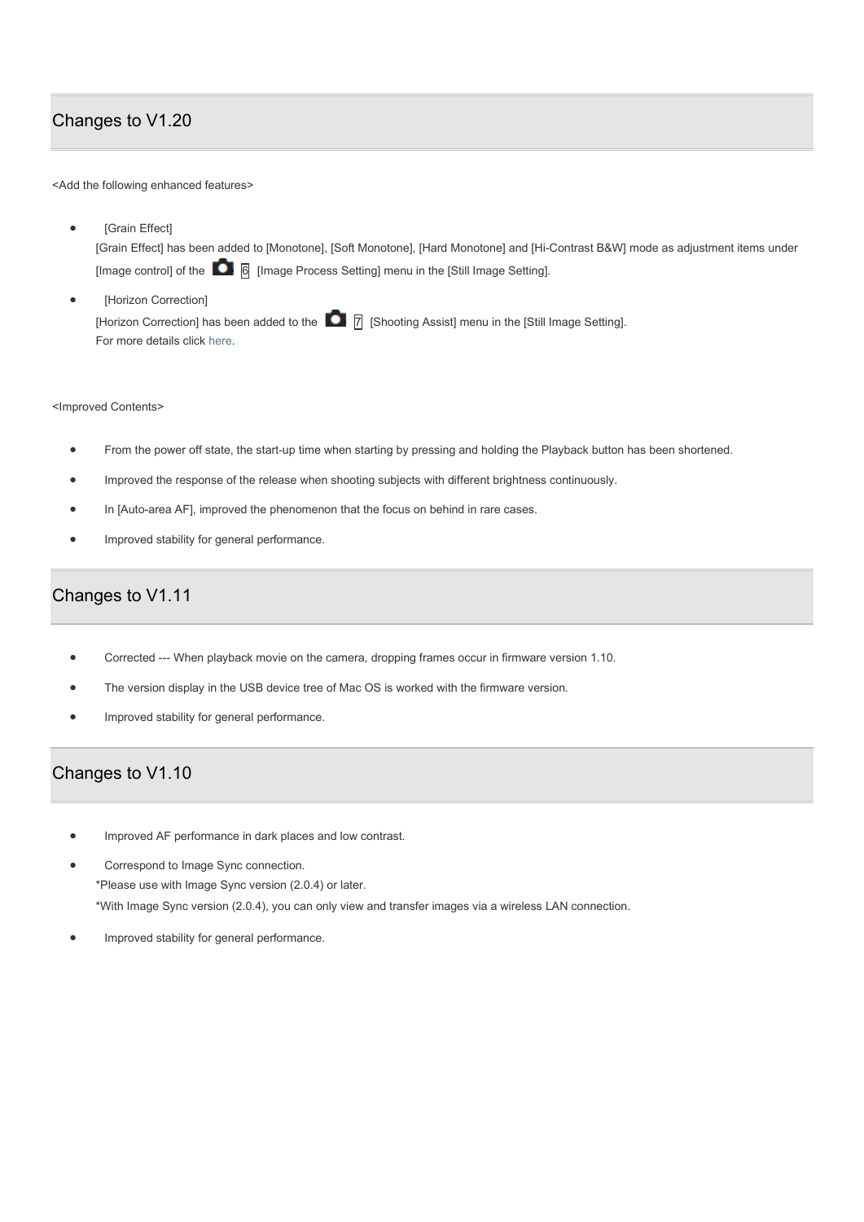## Changes to V1.20

<Add the following enhanced features>

- [Grain Effect]
  [Grain Effect] has been added to [Monotone], [Soft Monotone], [Hard Monotone] and [Hi-Contrast B&W] mode as adjustment items under [Image control] of the 6 [Image Process Setting] menu in the [Still Image Setting].
- [Horizon Correction]
  [Horizon Correction] has been added to the 7 [Shooting Assist] menu in the [Still Image Setting].
  For more details click here.

<Improved Contents>

- From the power off state, the start-up time when starting by pressing and holding the Playback button has been shortened.
- Improved the response of the release when shooting subjects with different brightness continuously.
- In [Auto-area AF], improved the phenomenon that the focus on behind in rare cases.
- Improved stability for general performance.

## Changes to V1.11

- Corrected --- When playback movie on the camera, dropping frames occur in firmware version 1.10.
- The version display in the USB device tree of Mac OS is worked with the firmware version.
- Improved stability for general performance.

## Changes to V1.10

- Improved AF performance in dark places and low contrast.
- Correspond to Image Sync connection.
  *Please use with Image Sync version (2.0.4) or later.
  *With Image Sync version (2.0.4), you can only view and transfer images via a wireless LAN connection.
- Improved stability for general performance.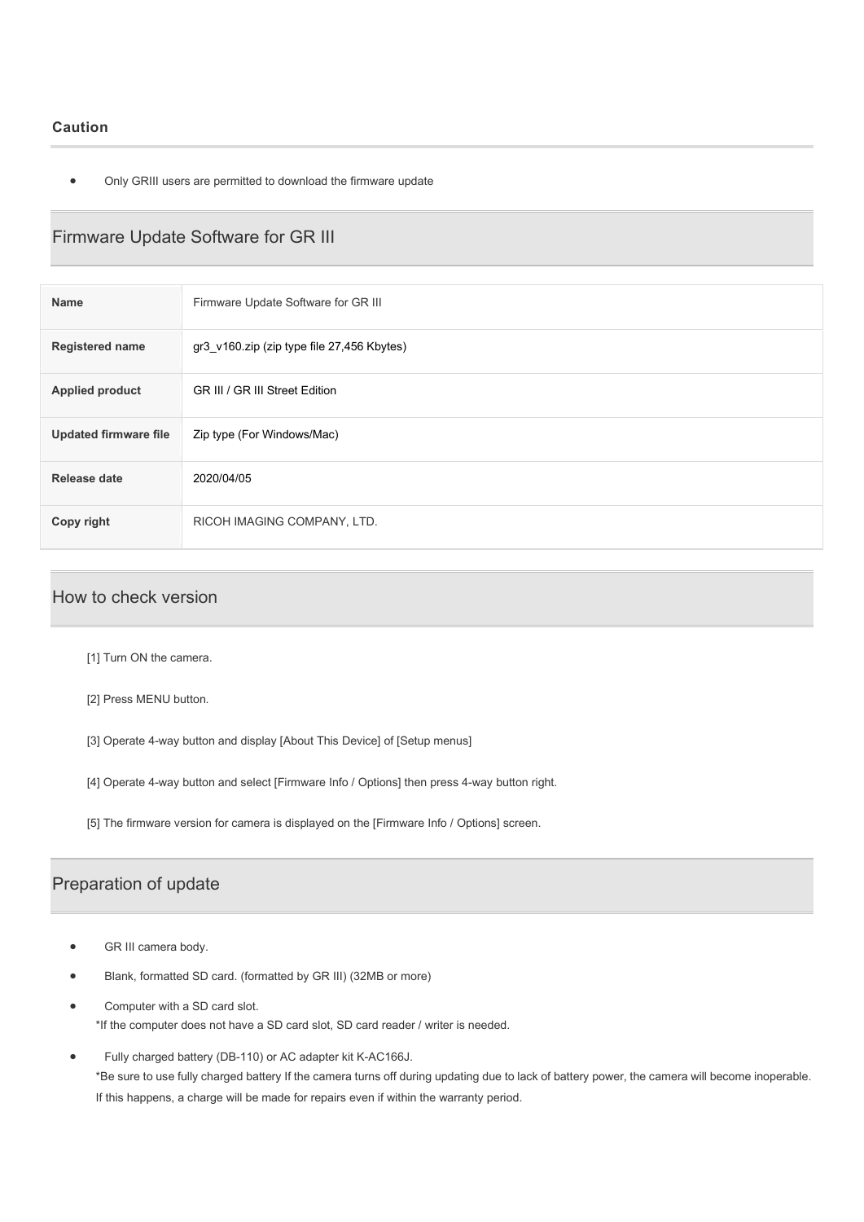### Caution

- Only GRIII users are permitted to download the firmware update

## Firmware Update Software for GR III

| Name | Firmware Update Software for GR III |
|---|---|
| Registered name | gr3_v160.zip (zip type file 27,456 Kbytes) |
| Applied product | GR III / GR III Street Edition |
| Updated firmware file | Zip type (For Windows/Mac) |
| Release date | 2020/04/05 |
| Copy right | RICOH IMAGING COMPANY, LTD. |

## How to check version

[1] Turn ON the camera.

[2] Press MENU button.

[3] Operate 4-way button and display [About This Device] of [Setup menus]

[4] Operate 4-way button and select [Firmware Info / Options] then press 4-way button right.

[5] The firmware version for camera is displayed on the [Firmware Info / Options] screen.

## Preparation of update

- GR III camera body.
- Blank, formatted SD card. (formatted by GR III) (32MB or more)
- Computer with a SD card slot.
  *If the computer does not have a SD card slot, SD card reader / writer is needed.
- Fully charged battery (DB-110) or AC adapter kit K-AC166J.
  *Be sure to use fully charged battery If the camera turns off during updating due to lack of battery power, the camera will become inoperable. If this happens, a charge will be made for repairs even if within the warranty period.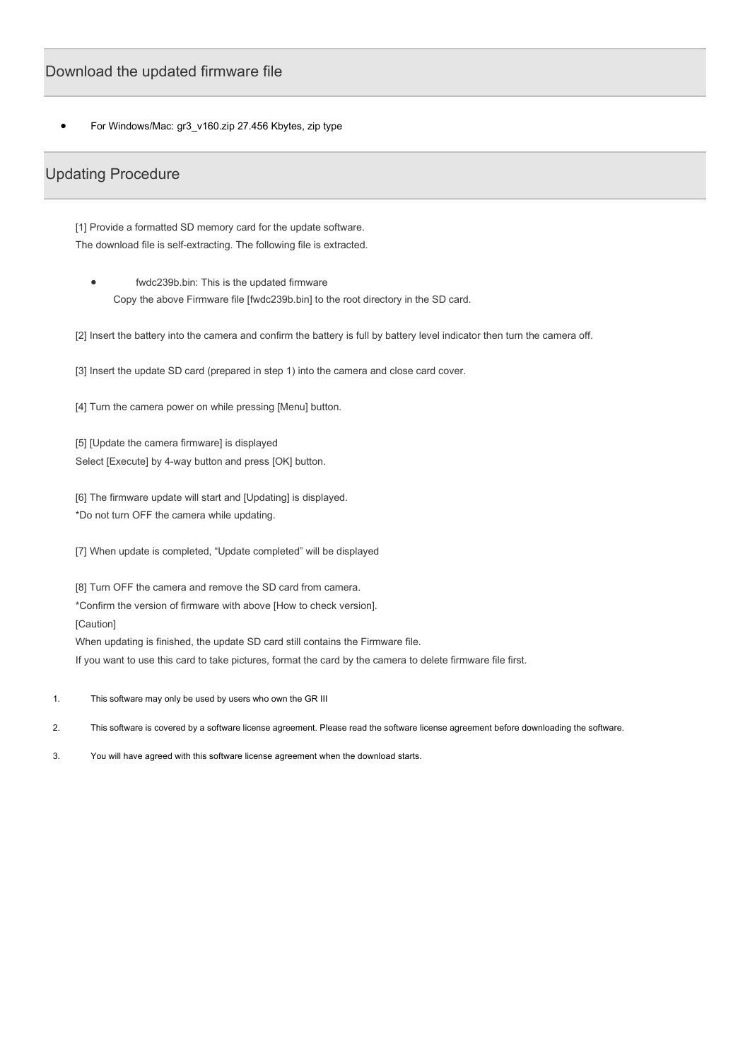## Download the updated firmware file

- For Windows/Mac: gr3_v160.zip 27.456 Kbytes, zip type

## Updating Procedure

[1] Provide a formatted SD memory card for the update software.
The download file is self-extracting. The following file is extracted.

- fwdc239b.bin: This is the updated firmware
  Copy the above Firmware file [fwdc239b.bin] to the root directory in the SD card.

[2] Insert the battery into the camera and confirm the battery is full by battery level indicator then turn the camera off.

[3] Insert the update SD card (prepared in step 1) into the camera and close card cover.

[4] Turn the camera power on while pressing [Menu] button.

[5] [Update the camera firmware] is displayed
Select [Execute] by 4-way button and press [OK] button.

[6] The firmware update will start and [Updating] is displayed.
*Do not turn OFF the camera while updating.

[7] When update is completed, “Update completed” will be displayed

[8] Turn OFF the camera and remove the SD card from camera.
*Confirm the version of firmware with above [How to check version].
[Caution]
When updating is finished, the update SD card still contains the Firmware file.
If you want to use this card to take pictures, format the card by the camera to delete firmware file first.

1. This software may only be used by users who own the GR III
2. This software is covered by a software license agreement. Please read the software license agreement before downloading the software.
3. You will have agreed with this software license agreement when the download starts.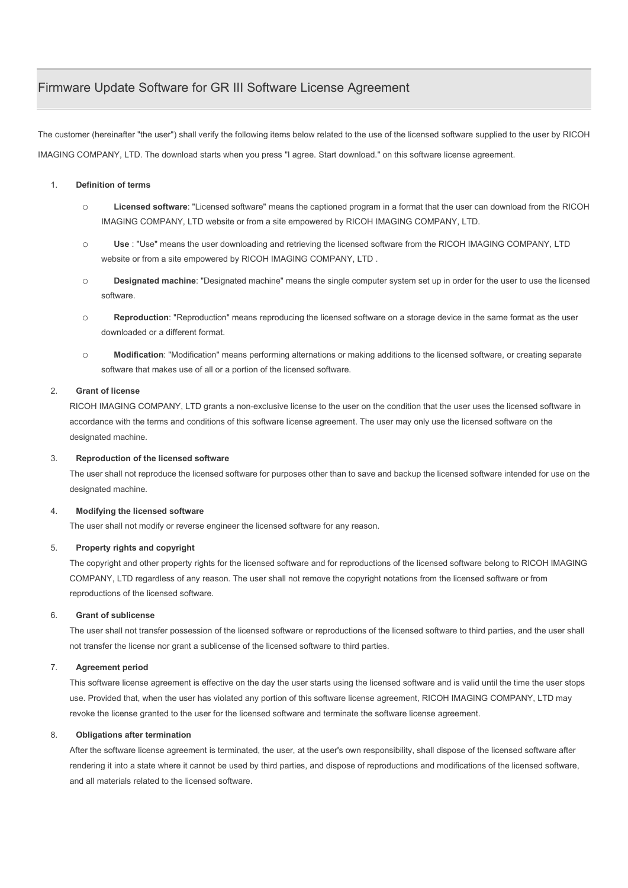# Firmware Update Software for GR III Software License Agreement

The customer (hereinafter "the user") shall verify the following items below related to the use of the licensed software supplied to the user by RICOH IMAGING COMPANY, LTD. The download starts when you press "I agree. Start download." on this software license agreement.

1. **Definition of terms**
   - **Licensed software**: "Licensed software" means the captioned program in a format that the user can download from the RICOH IMAGING COMPANY, LTD website or from a site empowered by RICOH IMAGING COMPANY, LTD.
   - **Use** : "Use" means the user downloading and retrieving the licensed software from the RICOH IMAGING COMPANY, LTD website or from a site empowered by RICOH IMAGING COMPANY, LTD .
   - **Designated machine**: "Designated machine" means the single computer system set up in order for the user to use the licensed software.
   - **Reproduction**: "Reproduction" means reproducing the licensed software on a storage device in the same format as the user downloaded or a different format.
   - **Modification**: "Modification" means performing alternations or making additions to the licensed software, or creating separate software that makes use of all or a portion of the licensed software.
2. **Grant of license**
   RICOH IMAGING COMPANY, LTD grants a non-exclusive license to the user on the condition that the user uses the licensed software in accordance with the terms and conditions of this software license agreement. The user may only use the licensed software on the designated machine.
3. **Reproduction of the licensed software**
   The user shall not reproduce the licensed software for purposes other than to save and backup the licensed software intended for use on the designated machine.
4. **Modifying the licensed software**
   The user shall not modify or reverse engineer the licensed software for any reason.
5. **Property rights and copyright**
   The copyright and other property rights for the licensed software and for reproductions of the licensed software belong to RICOH IMAGING COMPANY, LTD regardless of any reason. The user shall not remove the copyright notations from the licensed software or from reproductions of the licensed software.
6. **Grant of sublicense**
   The user shall not transfer possession of the licensed software or reproductions of the licensed software to third parties, and the user shall not transfer the license nor grant a sublicense of the licensed software to third parties.
7. **Agreement period**
   This software license agreement is effective on the day the user starts using the licensed software and is valid until the time the user stops use. Provided that, when the user has violated any portion of this software license agreement, RICOH IMAGING COMPANY, LTD may revoke the license granted to the user for the licensed software and terminate the software license agreement.
8. **Obligations after termination**
   After the software license agreement is terminated, the user, at the user's own responsibility, shall dispose of the licensed software after rendering it into a state where it cannot be used by third parties, and dispose of reproductions and modifications of the licensed software, and all materials related to the licensed software.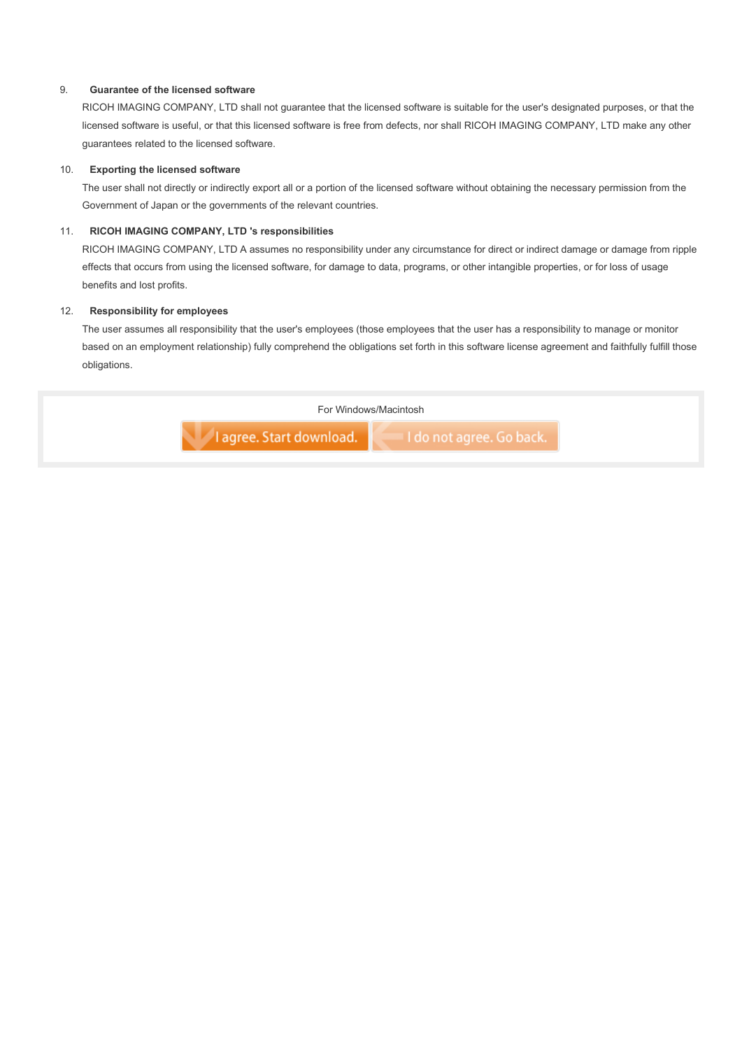9. **Guarantee of the licensed software**

   RICOH IMAGING COMPANY, LTD shall not guarantee that the licensed software is suitable for the user's designated purposes, or that the licensed software is useful, or that this licensed software is free from defects, nor shall RICOH IMAGING COMPANY, LTD make any other guarantees related to the licensed software.

10. **Exporting the licensed software**

    The user shall not directly or indirectly export all or a portion of the licensed software without obtaining the necessary permission from the Government of Japan or the governments of the relevant countries.

11. **RICOH IMAGING COMPANY, LTD 's responsibilities**

    RICOH IMAGING COMPANY, LTD A assumes no responsibility under any circumstance for direct or indirect damage or damage from ripple effects that occurs from using the licensed software, for damage to data, programs, or other intangible properties, or for loss of usage benefits and lost profits.

12. **Responsibility for employees**

    The user assumes all responsibility that the user's employees (those employees that the user has a responsibility to manage or monitor based on an employment relationship) fully comprehend the obligations set forth in this software license agreement and faithfully fulfill those obligations.

For Windows/Macintosh

I agree. Start download. I do not agree. Go back.